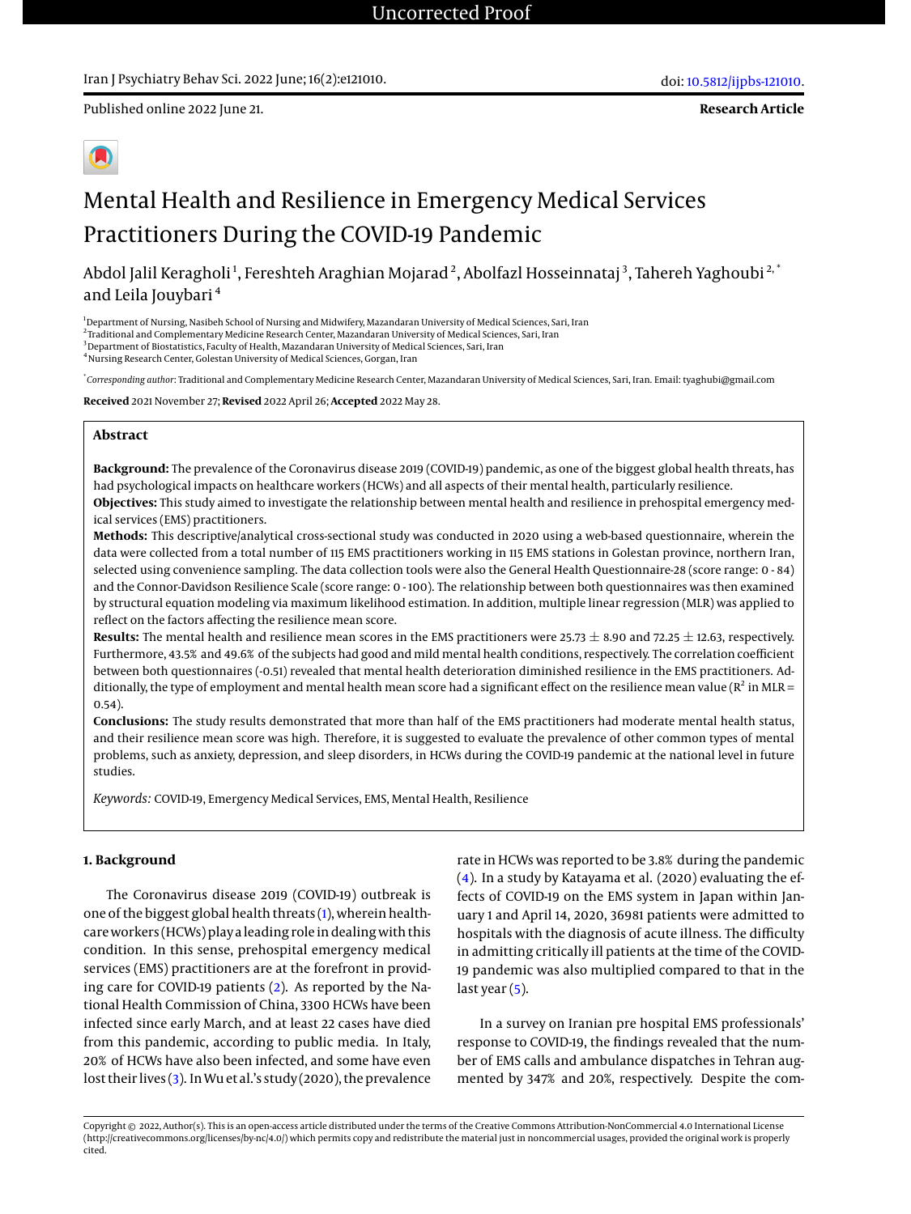Published online 2022 June 21.

**Research Article**

# Mental Health and Resilience in Emergency Medical Services Practitioners During the COVID-19 Pandemic

Abdol Jalil Keragholi[1], Fereshteh Araghian Mojarad[2], Abolfazl Hosseinnataj[3], Tahereh Yaghoubi[2,*] and Leila Jouybari[4]

[1]Department of Nursing, Nasibeh School of Nursing and Midwifery, Mazandaran University of Medical Sciences, Sari, Iran
[2]Traditional and Complementary Medicine Research Center, Mazandaran University of Medical Sciences, Sari, Iran
[3]Department of Biostatistics, Faculty of Health, Mazandaran University of Medical Sciences, Sari, Iran
[4]Nursing Research Center, Golestan University of Medical Sciences, Gorgan, Iran

[*]*Corresponding author*: Traditional and Complementary Medicine Research Center, Mazandaran University of Medical Sciences, Sari, Iran. Email: tyaghubi@gmail.com

**Received** 2021 November 27; **Revised** 2022 April 26; **Accepted** 2022 May 28.

## Abstract

**Background:** The prevalence of the Coronavirus disease 2019 (COVID-19) pandemic, as one of the biggest global health threats, has had psychological impacts on healthcare workers (HCWs) and all aspects of their mental health, particularly resilience.

**Objectives:** This study aimed to investigate the relationship between mental health and resilience in prehospital emergency medical services (EMS) practitioners.

**Methods:** This descriptive/analytical cross-sectional study was conducted in 2020 using a web-based questionnaire, wherein the data were collected from a total number of 115 EMS practitioners working in 115 EMS stations in Golestan province, northern Iran, selected using convenience sampling. The data collection tools were also the General Health Questionnaire-28 (score range: 0 - 84) and the Connor-Davidson Resilience Scale (score range: 0 - 100). The relationship between both questionnaires was then examined by structural equation modeling via maximum likelihood estimation. In addition, multiple linear regression (MLR) was applied to reflect on the factors affecting the resilience mean score.

**Results:** The mental health and resilience mean scores in the EMS practitioners were 25.73 ± 8.90 and 72.25 ± 12.63, respectively. Furthermore, 43.5% and 49.6% of the subjects had good and mild mental health conditions, respectively. The correlation coefficient between both questionnaires (-0.51) revealed that mental health deterioration diminished resilience in the EMS practitioners. Additionally, the type of employment and mental health mean score had a significant effect on the resilience mean value ($R^2$ in MLR = 0.54).

**Conclusions:** The study results demonstrated that more than half of the EMS practitioners had moderate mental health status, and their resilience mean score was high. Therefore, it is suggested to evaluate the prevalence of other common types of mental problems, such as anxiety, depression, and sleep disorders, in HCWs during the COVID-19 pandemic at the national level in future studies.

*Keywords:* COVID-19, Emergency Medical Services, EMS, Mental Health, Resilience

## 1. Background

The Coronavirus disease 2019 (COVID-19) outbreak is one of the biggest global health threats (1), wherein healthcare workers (HCWs) play a leading role in dealing with this condition. In this sense, prehospital emergency medical services (EMS) practitioners are at the forefront in providing care for COVID-19 patients (2). As reported by the National Health Commission of China, 3300 HCWs have been infected since early March, and at least 22 cases have died from this pandemic, according to public media. In Italy, 20% of HCWs have also been infected, and some have even lost their lives (3). In Wu et al.'s study (2020), the prevalence rate in HCWs was reported to be 3.8% during the pandemic (4). In a study by Katayama et al. (2020) evaluating the effects of COVID-19 on the EMS system in Japan within January 1 and April 14, 2020, 36981 patients were admitted to hospitals with the diagnosis of acute illness. The difficulty in admitting critically ill patients at the time of the COVID-19 pandemic was also multiplied compared to that in the last year (5).

In a survey on Iranian pre hospital EMS professionals' response to COVID-19, the findings revealed that the number of EMS calls and ambulance dispatches in Tehran augmented by 347% and 20%, respectively. Despite the com-

Copyright © 2022, Author(s). This is an open-access article distributed under the terms of the Creative Commons Attribution-NonCommercial 4.0 International License (http://creativecommons.org/licenses/by-nc/4.0/) which permits copy and redistribute the material just in noncommercial usages, provided the original work is properly cited.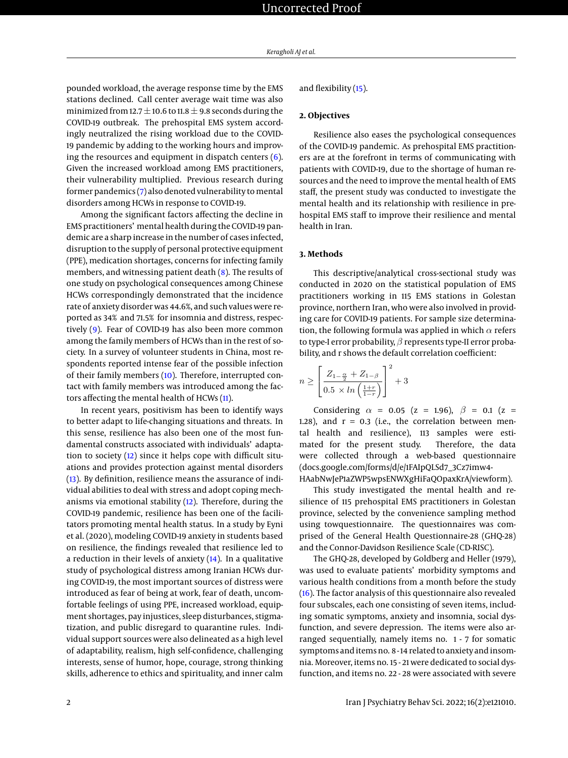pounded workload, the average response time by the EMS stations declined. Call center average wait time was also minimized from 12.7 ± 10.6 to 11.8 ± 9.8 seconds during the COVID-19 outbreak. The prehospital EMS system accordingly neutralized the rising workload due to the COVID-19 pandemic by adding to the working hours and improving the resources and equipment in dispatch centers (6). Given the increased workload among EMS practitioners, their vulnerability multiplied. Previous research during former pandemics (7) also denoted vulnerability to mental disorders among HCWs in response to COVID-19.

Among the significant factors affecting the decline in EMS practitioners' mental health during the COVID-19 pandemic are a sharp increase in the number of cases infected, disruption to the supply of personal protective equipment (PPE), medication shortages, concerns for infecting family members, and witnessing patient death (8). The results of one study on psychological consequences among Chinese HCWs correspondingly demonstrated that the incidence rate of anxiety disorder was 44.6%, and such values were reported as 34% and 71.5% for insomnia and distress, respectively (9). Fear of COVID-19 has also been more common among the family members of HCWs than in the rest of society. In a survey of volunteer students in China, most respondents reported intense fear of the possible infection of their family members (10). Therefore, interrupted contact with family members was introduced among the factors affecting the mental health of HCWs (11).

In recent years, positivism has been to identify ways to better adapt to life-changing situations and threats. In this sense, resilience has also been one of the most fundamental constructs associated with individuals' adaptation to society (12) since it helps cope with difficult situations and provides protection against mental disorders (13). By definition, resilience means the assurance of individual abilities to deal with stress and adopt coping mechanisms via emotional stability (12). Therefore, during the COVID-19 pandemic, resilience has been one of the facilitators promoting mental health status. In a study by Eyni et al. (2020), modeling COVID-19 anxiety in students based on resilience, the findings revealed that resilience led to a reduction in their levels of anxiety (14). In a qualitative study of psychological distress among Iranian HCWs during COVID-19, the most important sources of distress were introduced as fear of being at work, fear of death, uncomfortable feelings of using PPE, increased workload, equipment shortages, pay injustices, sleep disturbances, stigmatization, and public disregard to quarantine rules. Individual support sources were also delineated as a high level of adaptability, realism, high self-confidence, challenging interests, sense of humor, hope, courage, strong thinking skills, adherence to ethics and spirituality, and inner calm and flexibility (15).

## 2. Objectives

Resilience also eases the psychological consequences of the COVID-19 pandemic. As prehospital EMS practitioners are at the forefront in terms of communicating with patients with COVID-19, due to the shortage of human resources and the need to improve the mental health of EMS staff, the present study was conducted to investigate the mental health and its relationship with resilience in prehospital EMS staff to improve their resilience and mental health in Iran.

## 3. Methods

This descriptive/analytical cross-sectional study was conducted in 2020 on the statistical population of EMS practitioners working in 115 EMS stations in Golestan province, northern Iran, who were also involved in providing care for COVID-19 patients. For sample size determination, the following formula was applied in which $\alpha$ refers to type-I error probability, $\beta$ represents type-II error probability, and r shows the default correlation coefficient:

$$n \geq \left[ \frac{Z_{1-\frac{\alpha}{2}} + Z_{1-\beta}}{0.5 \times ln\left(\frac{1+r}{1-r}\right)} \right]^2 + 3$$

Considering $\alpha$ = 0.05 (z = 1.96), $\beta$ = 0.1 (z = 1.28), and r = 0.3 (i.e., the correlation between mental health and resilience), 113 samples were estimated for the present study. Therefore, the data were collected through a web-based questionnaire (docs.google.com/forms/d/e/1FAIpQLSd7_3Cz7imw4-HAabNwJeP1aZWP5wpsENWXgHiFaQOpaxKrA/viewform).

This study investigated the mental health and resilience of 115 prehospital EMS practitioners in Golestan province, selected by the convenience sampling method using towquestionnaire. The questionnaires was comprised of the General Health Questionnaire-28 (GHQ-28) and the Connor-Davidson Resilience Scale (CD-RISC).

The GHQ-28, developed by Goldberg and Heller (1979), was used to evaluate patients' morbidity symptoms and various health conditions from a month before the study (16). The factor analysis of this questionnaire also revealed four subscales, each one consisting of seven items, including somatic symptoms, anxiety and insomnia, social dysfunction, and severe depression. The items were also arranged sequentially, namely items no. 1 - 7 for somatic symptoms and items no. 8 - 14 related to anxiety and insomnia. Moreover, items no. 15 - 21 were dedicated to social dysfunction, and items no. 22 - 28 were associated with severe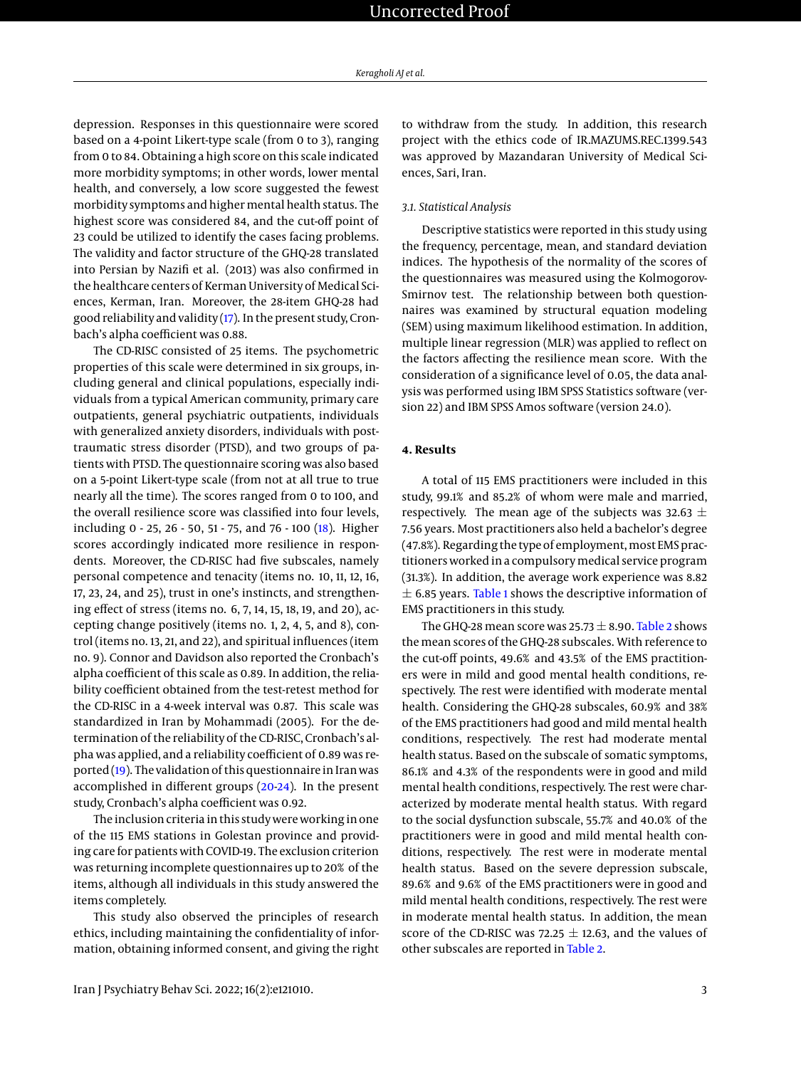depression. Responses in this questionnaire were scored based on a 4-point Likert-type scale (from 0 to 3), ranging from 0 to 84. Obtaining a high score on this scale indicated more morbidity symptoms; in other words, lower mental health, and conversely, a low score suggested the fewest morbidity symptoms and higher mental health status. The highest score was considered 84, and the cut-off point of 23 could be utilized to identify the cases facing problems. The validity and factor structure of the GHQ-28 translated into Persian by Nazifi et al. (2013) was also confirmed in the healthcare centers of Kerman University of Medical Sciences, Kerman, Iran. Moreover, the 28-item GHQ-28 had good reliability and validity (17). In the present study, Cronbach's alpha coefficient was 0.88.

The CD-RISC consisted of 25 items. The psychometric properties of this scale were determined in six groups, including general and clinical populations, especially individuals from a typical American community, primary care outpatients, general psychiatric outpatients, individuals with generalized anxiety disorders, individuals with post-traumatic stress disorder (PTSD), and two groups of patients with PTSD. The questionnaire scoring was also based on a 5-point Likert-type scale (from not at all true to true nearly all the time). The scores ranged from 0 to 100, and the overall resilience score was classified into four levels, including 0 - 25, 26 - 50, 51 - 75, and 76 - 100 (18). Higher scores accordingly indicated more resilience in respondents. Moreover, the CD-RISC had five subscales, namely personal competence and tenacity (items no. 10, 11, 12, 16, 17, 23, 24, and 25), trust in one's instincts, and strengthening effect of stress (items no. 6, 7, 14, 15, 18, 19, and 20), accepting change positively (items no. 1, 2, 4, 5, and 8), control (items no. 13, 21, and 22), and spiritual influences (item no. 9). Connor and Davidson also reported the Cronbach's alpha coefficient of this scale as 0.89. In addition, the reliability coefficient obtained from the test-retest method for the CD-RISC in a 4-week interval was 0.87. This scale was standardized in Iran by Mohammadi (2005). For the determination of the reliability of the CD-RISC, Cronbach's alpha was applied, and a reliability coefficient of 0.89 was reported (19). The validation of this questionnaire in Iran was accomplished in different groups (20-24). In the present study, Cronbach's alpha coefficient was 0.92.

The inclusion criteria in this study were working in one of the 115 EMS stations in Golestan province and providing care for patients with COVID-19. The exclusion criterion was returning incomplete questionnaires up to 20% of the items, although all individuals in this study answered the items completely.

This study also observed the principles of research ethics, including maintaining the confidentiality of information, obtaining informed consent, and giving the right to withdraw from the study. In addition, this research project with the ethics code of IR.MAZUMS.REC.1399.543 was approved by Mazandaran University of Medical Sciences, Sari, Iran.

### 3.1. Statistical Analysis

Descriptive statistics were reported in this study using the frequency, percentage, mean, and standard deviation indices. The hypothesis of the normality of the scores of the questionnaires was measured using the Kolmogorov-Smirnov test. The relationship between both questionnaires was examined by structural equation modeling (SEM) using maximum likelihood estimation. In addition, multiple linear regression (MLR) was applied to reflect on the factors affecting the resilience mean score. With the consideration of a significance level of 0.05, the data analysis was performed using IBM SPSS Statistics software (version 22) and IBM SPSS Amos software (version 24.0).

## 4. Results

A total of 115 EMS practitioners were included in this study, 99.1% and 85.2% of whom were male and married, respectively. The mean age of the subjects was 32.63 ± 7.56 years. Most practitioners also held a bachelor's degree (47.8%). Regarding the type of employment, most EMS practitioners worked in a compulsory medical service program (31.3%). In addition, the average work experience was 8.82 ± 6.85 years. Table 1 shows the descriptive information of EMS practitioners in this study.

The GHQ-28 mean score was 25.73 ± 8.90. Table 2 shows the mean scores of the GHQ-28 subscales. With reference to the cut-off points, 49.6% and 43.5% of the EMS practitioners were in mild and good mental health conditions, respectively. The rest were identified with moderate mental health. Considering the GHQ-28 subscales, 60.9% and 38% of the EMS practitioners had good and mild mental health conditions, respectively. The rest had moderate mental health status. Based on the subscale of somatic symptoms, 86.1% and 4.3% of the respondents were in good and mild mental health conditions, respectively. The rest were characterized by moderate mental health status. With regard to the social dysfunction subscale, 55.7% and 40.0% of the practitioners were in good and mild mental health conditions, respectively. The rest were in moderate mental health status. Based on the severe depression subscale, 89.6% and 9.6% of the EMS practitioners were in good and mild mental health conditions, respectively. The rest were in moderate mental health status. In addition, the mean score of the CD-RISC was 72.25 ± 12.63, and the values of other subscales are reported in Table 2.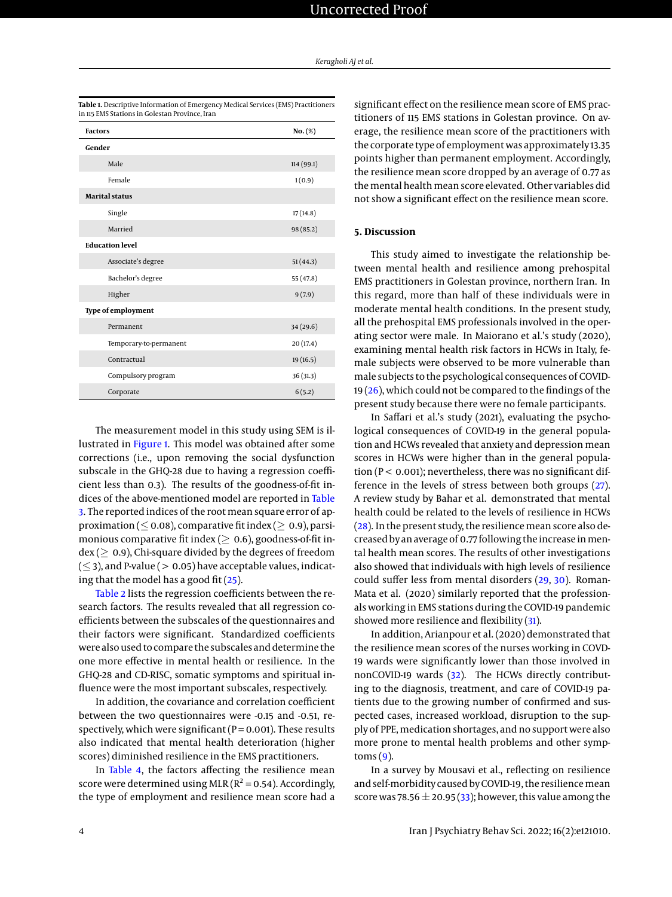**Table 1.** Descriptive Information of Emergency Medical Services (EMS) Practitioners in 115 EMS Stations in Golestan Province, Iran

| Factors | No. (%) |
|---|---|
| **Gender** | |
| Male | 114 (99.1) |
| Female | 1 (0.9) |
| **Marital status** | |
| Single | 17 (14.8) |
| Married | 98 (85.2) |
| **Education level** | |
| Associate's degree | 51 (44.3) |
| Bachelor's degree | 55 (47.8) |
| Higher | 9 (7.9) |
| **Type of employment** | |
| Permanent | 34 (29.6) |
| Temporary-to-permanent | 20 (17.4) |
| Contractual | 19 (16.5) |
| Compulsory program | 36 (31.3) |
| Corporate | 6 (5.2) |

The measurement model in this study using SEM is illustrated in Figure 1. This model was obtained after some corrections (i.e., upon removing the social dysfunction subscale in the GHQ-28 due to having a regression coefficient less than 0.3). The results of the goodness-of-fit indices of the above-mentioned model are reported in Table 3. The reported indices of the root mean square error of approximation ($\leq$ 0.08), comparative fit index ($\geq$ 0.9), parsimonious comparative fit index ($\geq$ 0.6), goodness-of-fit index ($\geq$ 0.9), Chi-square divided by the degrees of freedom ($\leq$ 3), and P-value ($>$ 0.05) have acceptable values, indicating that the model has a good fit (25).

Table 2 lists the regression coefficients between the research factors. The results revealed that all regression coefficients between the subscales of the questionnaires and their factors were significant. Standardized coefficients were also used to compare the subscales and determine the one more effective in mental health or resilience. In the GHQ-28 and CD-RISC, somatic symptoms and spiritual influence were the most important subscales, respectively.

In addition, the covariance and correlation coefficient between the two questionnaires were -0.15 and -0.51, respectively, which were significant (P = 0.001). These results also indicated that mental health deterioration (higher scores) diminished resilience in the EMS practitioners.

In Table 4, the factors affecting the resilience mean score were determined using MLR ($R^2$ = 0.54). Accordingly, the type of employment and resilience mean score had a significant effect on the resilience mean score of EMS practitioners of 115 EMS stations in Golestan province. On average, the resilience mean score of the practitioners with the corporate type of employment was approximately 13.35 points higher than permanent employment. Accordingly, the resilience mean score dropped by an average of 0.77 as the mental health mean score elevated. Other variables did not show a significant effect on the resilience mean score.

## 5. Discussion

This study aimed to investigate the relationship between mental health and resilience among prehospital EMS practitioners in Golestan province, northern Iran. In this regard, more than half of these individuals were in moderate mental health conditions. In the present study, all the prehospital EMS professionals involved in the operating sector were male. In Maiorano et al.'s study (2020), examining mental health risk factors in HCWs in Italy, female subjects were observed to be more vulnerable than male subjects to the psychological consequences of COVID-19 (26), which could not be compared to the findings of the present study because there were no female participants.

In Saffari et al.'s study (2021), evaluating the psychological consequences of COVID-19 in the general population and HCWs revealed that anxiety and depression mean scores in HCWs were higher than in the general population (P < 0.001); nevertheless, there was no significant difference in the levels of stress between both groups (27). A review study by Bahar et al. demonstrated that mental health could be related to the levels of resilience in HCWs (28). In the present study, the resilience mean score also decreased by an average of 0.77 following the increase in mental health mean scores. The results of other investigations also showed that individuals with high levels of resilience could suffer less from mental disorders (29, 30). Roman-Mata et al. (2020) similarly reported that the professionals working in EMS stations during the COVID-19 pandemic showed more resilience and flexibility (31).

In addition, Arianpour et al. (2020) demonstrated that the resilience mean scores of the nurses working in COVD-19 wards were significantly lower than those involved in nonCOVID-19 wards (32). The HCWs directly contributing to the diagnosis, treatment, and care of COVID-19 patients due to the growing number of confirmed and suspected cases, increased workload, disruption to the supply of PPE, medication shortages, and no support were also more prone to mental health problems and other symptoms (9).

In a survey by Mousavi et al., reflecting on resilience and self-morbidity caused by COVID-19, the resilience mean score was 78.56 $\pm$ 20.95 (33); however, this value among the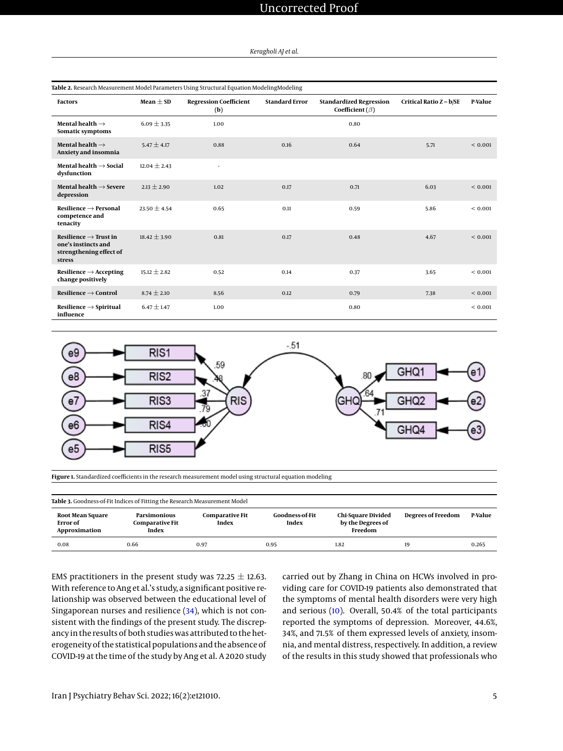**Table 2.** Research Measurement Model Parameters Using Structural Equation ModelingModeling

| Factors | Mean ± SD | Regression Coefficient (b) | Standard Error | Standardized Regression Coefficient (β) | Critical Ratio Z = b/SE | P-Value |
|---|---|---|---|---|---|---|
| Mental health → Somatic symptoms | 6.09 ± 3.35 | 1.00 | | 0.80 | | |
| Mental health → Anxiety and insomnia | 5.47 ± 4.17 | 0.88 | 0.16 | 0.64 | 5.71 | < 0.001 |
| Mental health → Social dysfunction | 12.04 ± 2.43 | - | | | | |
| Mental health → Severe depression | 2.13 ± 2.90 | 1.02 | 0.17 | 0.71 | 6.03 | < 0.001 |
| Resilience → Personal competence and tenacity | 23.50 ± 4.54 | 0.65 | 0.11 | 0.59 | 5.86 | < 0.001 |
| Resilience → Trust in one's instincts and strengthening effect of stress | 18.42 ± 3.90 | 0.81 | 0.17 | 0.48 | 4.67 | < 0.001 |
| Resilience → Accepting change positively | 15.12 ± 2.82 | 0.52 | 0.14 | 0.37 | 3.65 | < 0.001 |
| Resilience → Control | 8.74 ± 2.10 | 8.56 | 0.12 | 0.79 | 7.38 | < 0.001 |
| Resilience → Spiritual influence | 6.47 ± 1.47 | 1.00 | | 0.80 | | < 0.001 |

**Figure 1.** Standardized coefficients in the research measurement model using structural equation modeling

**Table 3.** Goodness-of-Fit Indices of Fitting the Research Measurement Model

| Root Mean Square Error of Approximation | Parsimonious Comparative Fit Index | Comparative Fit Index | Goodness-of-Fit Index | Chi-Square Divided by the Degrees of Freedom | Degrees of Freedom | P-Value |
|---|---|---|---|---|---|---|
| 0.08 | 0.66 | 0.97 | 0.95 | 1.82 | 19 | 0.265 |

EMS practitioners in the present study was 72.25 ± 12.63. With reference to Ang et al.'s study, a significant positive relationship was observed between the educational level of Singaporean nurses and resilience (34), which is not consistent with the findings of the present study. The discrepancy in the results of both studies was attributed to the heterogeneity of the statistical populations and the absence of COVID-19 at the time of the study by Ang et al. A 2020 study carried out by Zhang in China on HCWs involved in providing care for COVID-19 patients also demonstrated that the symptoms of mental health disorders were very high and serious (10). Overall, 50.4% of the total participants reported the symptoms of depression. Moreover, 44.6%, 34%, and 71.5% of them expressed levels of anxiety, insomnia, and mental distress, respectively. In addition, a review of the results in this study showed that professionals who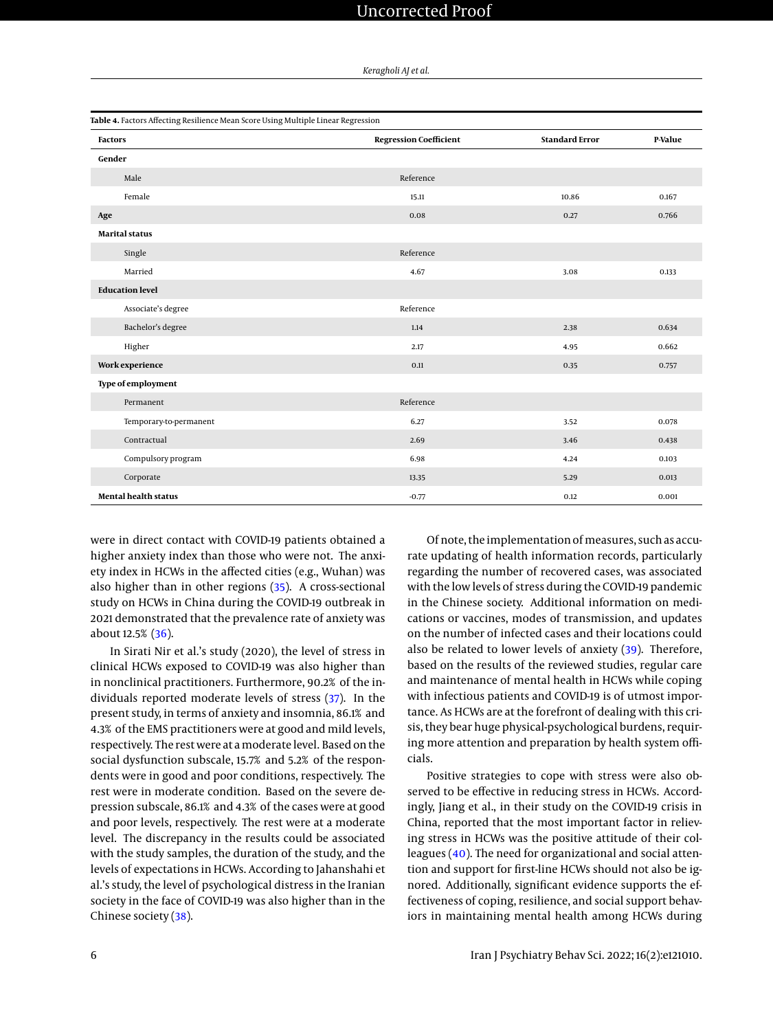**Table 4.** Factors Affecting Resilience Mean Score Using Multiple Linear Regression

| Factors | Regression Coefficient | Standard Error | P-Value |
|---|---|---|---|
| **Gender** | | | |
| Male | Reference | | |
| Female | 15.11 | 10.86 | 0.167 |
| **Age** | 0.08 | 0.27 | 0.766 |
| **Marital status** | | | |
| Single | Reference | | |
| Married | 4.67 | 3.08 | 0.133 |
| **Education level** | | | |
| Associate's degree | Reference | | |
| Bachelor's degree | 1.14 | 2.38 | 0.634 |
| Higher | 2.17 | 4.95 | 0.662 |
| **Work experience** | 0.11 | 0.35 | 0.757 |
| **Type of employment** | | | |
| Permanent | Reference | | |
| Temporary-to-permanent | 6.27 | 3.52 | 0.078 |
| Contractual | 2.69 | 3.46 | 0.438 |
| Compulsory program | 6.98 | 4.24 | 0.103 |
| Corporate | 13.35 | 5.29 | 0.013 |
| **Mental health status** | -0.77 | 0.12 | 0.001 |

were in direct contact with COVID-19 patients obtained a higher anxiety index than those who were not. The anxiety index in HCWs in the affected cities (e.g., Wuhan) was also higher than in other regions (35). A cross-sectional study on HCWs in China during the COVID-19 outbreak in 2021 demonstrated that the prevalence rate of anxiety was about 12.5% (36).

In Sirati Nir et al.'s study (2020), the level of stress in clinical HCWs exposed to COVID-19 was also higher than in nonclinical practitioners. Furthermore, 90.2% of the individuals reported moderate levels of stress (37). In the present study, in terms of anxiety and insomnia, 86.1% and 4.3% of the EMS practitioners were at good and mild levels, respectively. The rest were at a moderate level. Based on the social dysfunction subscale, 15.7% and 5.2% of the respondents were in good and poor conditions, respectively. The rest were in moderate condition. Based on the severe depression subscale, 86.1% and 4.3% of the cases were at good and poor levels, respectively. The rest were at a moderate level. The discrepancy in the results could be associated with the study samples, the duration of the study, and the levels of expectations in HCWs. According to Jahanshahi et al.'s study, the level of psychological distress in the Iranian society in the face of COVID-19 was also higher than in the Chinese society (38).

Of note, the implementation of measures, such as accurate updating of health information records, particularly regarding the number of recovered cases, was associated with the low levels of stress during the COVID-19 pandemic in the Chinese society. Additional information on medications or vaccines, modes of transmission, and updates on the number of infected cases and their locations could also be related to lower levels of anxiety (39). Therefore, based on the results of the reviewed studies, regular care and maintenance of mental health in HCWs while coping with infectious patients and COVID-19 is of utmost importance. As HCWs are at the forefront of dealing with this crisis, they bear huge physical-psychological burdens, requiring more attention and preparation by health system officials.

Positive strategies to cope with stress were also observed to be effective in reducing stress in HCWs. Accordingly, Jiang et al., in their study on the COVID-19 crisis in China, reported that the most important factor in relieving stress in HCWs was the positive attitude of their colleagues (40). The need for organizational and social attention and support for first-line HCWs should not also be ignored. Additionally, significant evidence supports the effectiveness of coping, resilience, and social support behaviors in maintaining mental health among HCWs during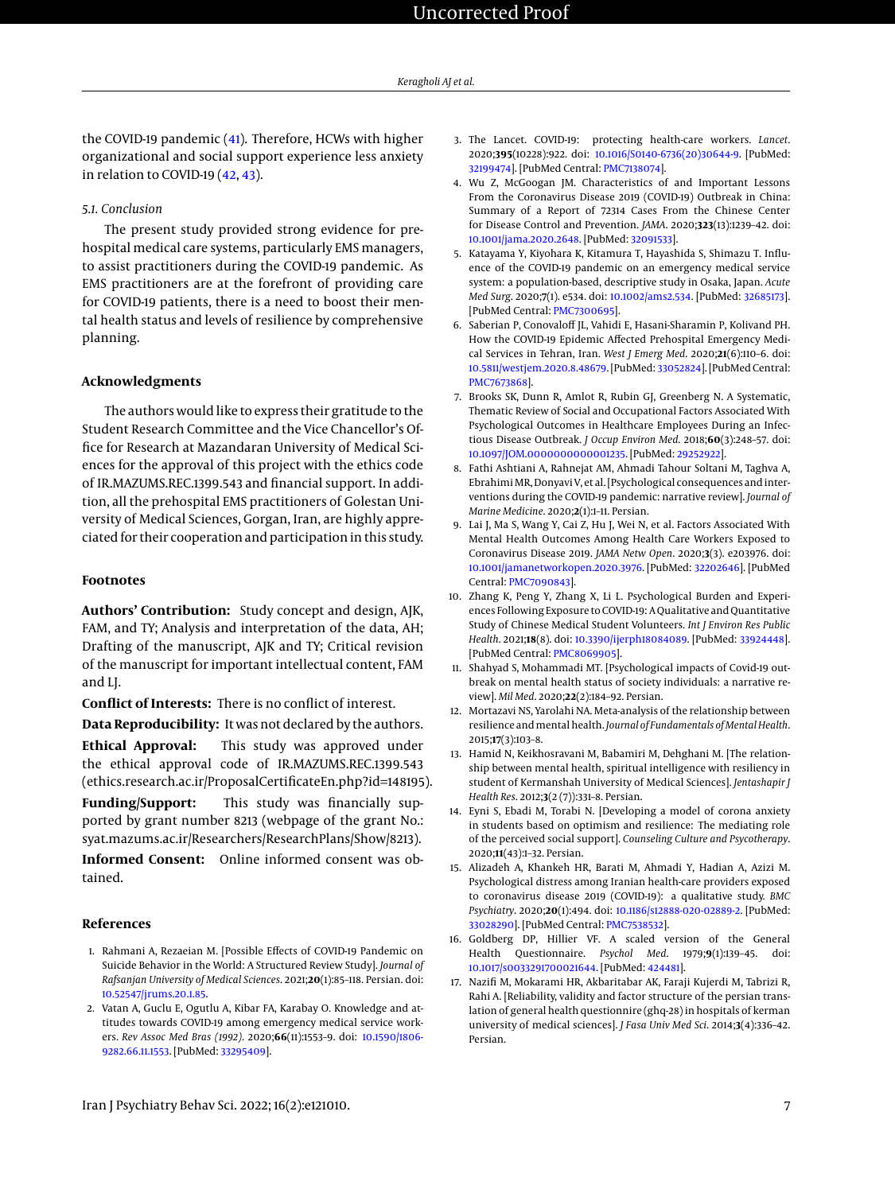the COVID-19 pandemic (41). Therefore, HCWs with higher organizational and social support experience less anxiety in relation to COVID-19 (42, 43).

### 5.1. Conclusion

The present study provided strong evidence for prehospital medical care systems, particularly EMS managers, to assist practitioners during the COVID-19 pandemic. As EMS practitioners are at the forefront of providing care for COVID-19 patients, there is a need to boost their mental health status and levels of resilience by comprehensive planning.

## Acknowledgments

The authors would like to express their gratitude to the Student Research Committee and the Vice Chancellor's Office for Research at Mazandaran University of Medical Sciences for the approval of this project with the ethics code of IR.MAZUMS.REC.1399.543 and financial support. In addition, all the prehospital EMS practitioners of Golestan University of Medical Sciences, Gorgan, Iran, are highly appreciated for their cooperation and participation in this study.

## Footnotes

**Authors' Contribution:** Study concept and design, AJK, FAM, and TY; Analysis and interpretation of the data, AH; Drafting of the manuscript, AJK and TY; Critical revision of the manuscript for important intellectual content, FAM and LJ.

**Conflict of Interests:** There is no conflict of interest.

**Data Reproducibility:** It was not declared by the authors.

**Ethical Approval:** This study was approved under the ethical approval code of IR.MAZUMS.REC.1399.543 (ethics.research.ac.ir/ProposalCertificateEn.php?id=148195).

**Funding/Support:** This study was financially supported by grant number 8213 (webpage of the grant No.: syat.mazums.ac.ir/Researchers/ResearchPlans/Show/8213).

**Informed Consent:** Online informed consent was obtained.

## References

1. Rahmani A, Rezaeian M. [Possible Effects of COVID-19 Pandemic on Suicide Behavior in the World: A Structured Review Study]. *Journal of Rafsanjan University of Medical Sciences*. 2021;**20**(1):85–118. Persian. doi: 10.52547/jrums.20.1.85.
2. Vatan A, Guclu E, Ogutlu A, Kibar FA, Karabay O. Knowledge and attitudes towards COVID-19 among emergency medical service workers. *Rev Assoc Med Bras (1992)*. 2020;**66**(11):1553–9. doi: 10.1590/1806-9282.66.11.1553. [PubMed: 33295409].
3. The Lancet. COVID-19: protecting health-care workers. *Lancet*. 2020;**395**(10228):922. doi: 10.1016/S0140-6736(20)30644-9. [PubMed: 32199474]. [PubMed Central: PMC7138074].
4. Wu Z, McGoogan JM. Characteristics of and Important Lessons From the Coronavirus Disease 2019 (COVID-19) Outbreak in China: Summary of a Report of 72314 Cases From the Chinese Center for Disease Control and Prevention. *JAMA*. 2020;**323**(13):1239–42. doi: 10.1001/jama.2020.2648. [PubMed: 32091533].
5. Katayama Y, Kiyohara K, Kitamura T, Hayashida S, Shimazu T. Influence of the COVID-19 pandemic on an emergency medical service system: a population-based, descriptive study in Osaka, Japan. *Acute Med Surg*. 2020;**7**(1). e534. doi: 10.1002/ams2.534. [PubMed: 32685173]. [PubMed Central: PMC7300695].
6. Saberian P, Conovaloff JL, Vahidi E, Hasani-Sharamin P, Kolivand PH. How the COVID-19 Epidemic Affected Prehospital Emergency Medical Services in Tehran, Iran. *West J Emerg Med*. 2020;**21**(6):110–6. doi: 10.5811/westjem.2020.8.48679. [PubMed: 33052824]. [PubMed Central: PMC7673868].
7. Brooks SK, Dunn R, Amlot R, Rubin GJ, Greenberg N. A Systematic, Thematic Review of Social and Occupational Factors Associated With Psychological Outcomes in Healthcare Employees During an Infectious Disease Outbreak. *J Occup Environ Med*. 2018;**60**(3):248–57. doi: 10.1097/JOM.0000000000001235. [PubMed: 29252922].
8. Fathi Ashtiani A, Rahnejat AM, Ahmadi Tahour Soltani M, Taghva A, Ebrahimi MR, Donyavi V, et al. [Psychological consequences and interventions during the COVID-19 pandemic: narrative review]. *Journal of Marine Medicine*. 2020;**2**(1):1–11. Persian.
9. Lai J, Ma S, Wang Y, Cai Z, Hu J, Wei N, et al. Factors Associated With Mental Health Outcomes Among Health Care Workers Exposed to Coronavirus Disease 2019. *JAMA Netw Open*. 2020;**3**(3). e203976. doi: 10.1001/jamanetworkopen.2020.3976. [PubMed: 32202646]. [PubMed Central: PMC7090843].
10. Zhang K, Peng Y, Zhang X, Li L. Psychological Burden and Experiences Following Exposure to COVID-19: A Qualitative and Quantitative Study of Chinese Medical Student Volunteers. *Int J Environ Res Public Health*. 2021;**18**(8). doi: 10.3390/ijerph18084089. [PubMed: 33924448]. [PubMed Central: PMC8069905].
11. Shahyad S, Mohammadi MT. [Psychological impacts of Covid-19 outbreak on mental health status of society individuals: a narrative review]. *Mil Med*. 2020;**22**(2):184–92. Persian.
12. Mortazavi NS, Yarolahi NA. Meta-analysis of the relationship between resilience and mental health. *Journal of Fundamentals of Mental Health*. 2015;**17**(3):103–8.
13. Hamid N, Keikhosravani M, Babamiri M, Dehghani M. [The relationship between mental health, spiritual intelligence with resiliency in student of Kermanshah University of Medical Sciences]. *Jentashapir J Health Res*. 2012;**3**(2 (7)):331–8. Persian.
14. Eyni S, Ebadi M, Torabi N. [Developing a model of corona anxiety in students based on optimism and resilience: The mediating role of the perceived social support]. *Counseling Culture and Psycotherapy*. 2020;**11**(43):1–32. Persian.
15. Alizadeh A, Khankeh HR, Barati M, Ahmadi Y, Hadian A, Azizi M. Psychological distress among Iranian health-care providers exposed to coronavirus disease 2019 (COVID-19): a qualitative study. *BMC Psychiatry*. 2020;**20**(1):494. doi: 10.1186/s12888-020-02889-2. [PubMed: 33028290]. [PubMed Central: PMC7538532].
16. Goldberg DP, Hillier VF. A scaled version of the General Health Questionnaire. *Psychol Med*. 1979;**9**(1):139–45. doi: 10.1017/s0033291700021644. [PubMed: 424481].
17. Nazifi M, Mokarami HR, Akbaritabar AK, Faraji Kujerdi M, Tabrizi R, Rahi A. [Reliability, validity and factor structure of the persian translation of general health questionnire (ghq-28) in hospitals of kerman university of medical sciences]. *J Fasa Univ Med Sci*. 2014;**3**(4):336–42. Persian.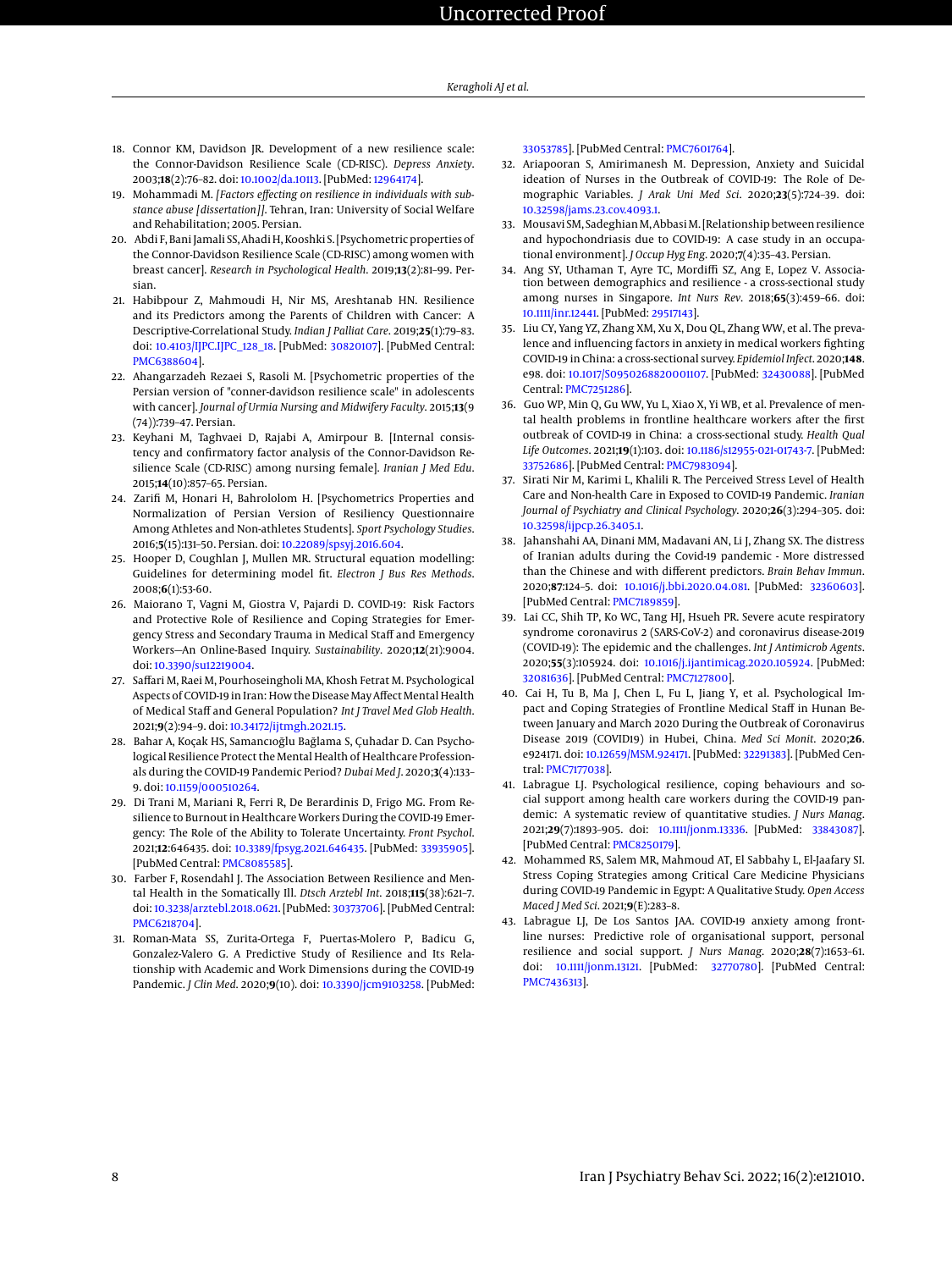18. Connor KM, Davidson JR. Development of a new resilience scale: the Connor-Davidson Resilience Scale (CD-RISC). *Depress Anxiety*. 2003;**18**(2):76–82. doi: 10.1002/da.10113. [PubMed: 12964174].
19. Mohammadi M. *[Factors effecting on resilience in individuals with substance abuse [dissertation]]*. Tehran, Iran: University of Social Welfare and Rehabilitation; 2005. Persian.
20. Abdi F, Bani Jamali SS, Ahadi H, Kooshki S. [Psychometric properties of the Connor-Davidson Resilience Scale (CD-RISC) among women with breast cancer]. *Research in Psychological Health*. 2019;**13**(2):81–99. Persian.
21. Habibpour Z, Mahmoudi H, Nir MS, Areshtanab HN. Resilience and its Predictors among the Parents of Children with Cancer: A Descriptive-Correlational Study. *Indian J Palliat Care*. 2019;**25**(1):79–83. doi: 10.4103/IJPC.IJPC_128_18. [PubMed: 30820107]. [PubMed Central: PMC6388604].
22. Ahangarzadeh Rezaei S, Rasoli M. [Psychometric properties of the Persian version of "conner-davidson resilience scale" in adolescents with cancer]. *Journal of Urmia Nursing and Midwifery Faculty*. 2015;**13**(9 (74)):739–47. Persian.
23. Keyhani M, Taghvaei D, Rajabi A, Amirpour B. [Internal consistency and confirmatory factor analysis of the Connor-Davidson Resilience Scale (CD-RISC) among nursing female]. *Iranian J Med Edu*. 2015;**14**(10):857–65. Persian.
24. Zarifi M, Honari H, Bahrololom H. [Psychometrics Properties and Normalization of Persian Version of Resiliency Questionnaire Among Athletes and Non-athletes Students]. *Sport Psychology Studies*. 2016;**5**(15):131–50. Persian. doi: 10.22089/spsyj.2016.604.
25. Hooper D, Coughlan J, Mullen MR. Structural equation modelling: Guidelines for determining model fit. *Electron J Bus Res Methods*. 2008;**6**(1):53-60.
26. Maiorano T, Vagni M, Giostra V, Pajardi D. COVID-19: Risk Factors and Protective Role of Resilience and Coping Strategies for Emergency Stress and Secondary Trauma in Medical Staff and Emergency Workers—An Online-Based Inquiry. *Sustainability*. 2020;**12**(21):9004. doi: 10.3390/su12219004.
27. Saffari M, Raei M, Pourhoseingholi MA, Khosh Fetrat M. Psychological Aspects of COVID-19 in Iran: How the Disease May Affect Mental Health of Medical Staff and General Population? *Int J Travel Med Glob Health*. 2021;**9**(2):94–9. doi: 10.34172/ijtmgh.2021.15.
28. Bahar A, Koçak HS, Samancıoğlu Bağlama S, Çuhadar D. Can Psychological Resilience Protect the Mental Health of Healthcare Professionals during the COVID-19 Pandemic Period? *Dubai Med J*. 2020;**3**(4):133–9. doi: 10.1159/000510264.
29. Di Trani M, Mariani R, Ferri R, De Berardinis D, Frigo MG. From Resilience to Burnout in Healthcare Workers During the COVID-19 Emergency: The Role of the Ability to Tolerate Uncertainty. *Front Psychol*. 2021;**12**:646435. doi: 10.3389/fpsyg.2021.646435. [PubMed: 33935905]. [PubMed Central: PMC8085585].
30. Farber F, Rosendahl J. The Association Between Resilience and Mental Health in the Somatically Ill. *Dtsch Arztebl Int*. 2018;**115**(38):621–7. doi: 10.3238/arztebl.2018.0621. [PubMed: 30373706]. [PubMed Central: PMC6218704].
31. Roman-Mata SS, Zurita-Ortega F, Puertas-Molero P, Badicu G, Gonzalez-Valero G. A Predictive Study of Resilience and Its Relationship with Academic and Work Dimensions during the COVID-19 Pandemic. *J Clin Med*. 2020;**9**(10). doi: 10.3390/jcm9103258. [PubMed: 33053785]. [PubMed Central: PMC7601764].
32. Ariapooran S, Amirimanesh M. Depression, Anxiety and Suicidal ideation of Nurses in the Outbreak of COVID-19: The Role of Demographic Variables. *J Arak Uni Med Sci*. 2020;**23**(5):724–39. doi: 10.32598/jams.23.cov.4093.1.
33. Mousavi SM, Sadeghian M, Abbasi M. [Relationship between resilience and hypochondriasis due to COVID-19: A case study in an occupational environment]. *J Occup Hyg Eng*. 2020;**7**(4):35–43. Persian.
34. Ang SY, Uthaman T, Ayre TC, Mordiffi SZ, Ang E, Lopez V. Association between demographics and resilience - a cross-sectional study among nurses in Singapore. *Int Nurs Rev*. 2018;**65**(3):459–66. doi: 10.1111/inr.12441. [PubMed: 29517143].
35. Liu CY, Yang YZ, Zhang XM, Xu X, Dou QL, Zhang WW, et al. The prevalence and influencing factors in anxiety in medical workers fighting COVID-19 in China: a cross-sectional survey. *Epidemiol Infect*. 2020;**148**. e98. doi: 10.1017/S0950268820001107. [PubMed: 32430088]. [PubMed Central: PMC7251286].
36. Guo WP, Min Q, Gu WW, Yu L, Xiao X, Yi WB, et al. Prevalence of mental health problems in frontline healthcare workers after the first outbreak of COVID-19 in China: a cross-sectional study. *Health Qual Life Outcomes*. 2021;**19**(1):103. doi: 10.1186/s12955-021-01743-7. [PubMed: 33752686]. [PubMed Central: PMC7983094].
37. Sirati Nir M, Karimi L, Khalili R. The Perceived Stress Level of Health Care and Non-health Care in Exposed to COVID-19 Pandemic. *Iranian Journal of Psychiatry and Clinical Psychology*. 2020;**26**(3):294–305. doi: 10.32598/ijpcp.26.3405.1.
38. Jahanshahi AA, Dinani MM, Madavani AN, Li J, Zhang SX. The distress of Iranian adults during the Covid-19 pandemic - More distressed than the Chinese and with different predictors. *Brain Behav Immun*. 2020;**87**:124–5. doi: 10.1016/j.bbi.2020.04.081. [PubMed: 32360603]. [PubMed Central: PMC7189859].
39. Lai CC, Shih TP, Ko WC, Tang HJ, Hsueh PR. Severe acute respiratory syndrome coronavirus 2 (SARS-CoV-2) and coronavirus disease-2019 (COVID-19): The epidemic and the challenges. *Int J Antimicrob Agents*. 2020;**55**(3):105924. doi: 10.1016/j.ijantimicag.2020.105924. [PubMed: 32081636]. [PubMed Central: PMC7127800].
40. Cai H, Tu B, Ma J, Chen L, Fu L, Jiang Y, et al. Psychological Impact and Coping Strategies of Frontline Medical Staff in Hunan Between January and March 2020 During the Outbreak of Coronavirus Disease 2019 (COVID19) in Hubei, China. *Med Sci Monit*. 2020;**26**. e924171. doi: 10.12659/MSM.924171. [PubMed: 32291383]. [PubMed Central: PMC7177038].
41. Labrague LJ. Psychological resilience, coping behaviours and social support among health care workers during the COVID-19 pandemic: A systematic review of quantitative studies. *J Nurs Manag*. 2021;**29**(7):1893–905. doi: 10.1111/jonm.13336. [PubMed: 33843087]. [PubMed Central: PMC8250179].
42. Mohammed RS, Salem MR, Mahmoud AT, El Sabbahy L, El-Jaafary SI. Stress Coping Strategies among Critical Care Medicine Physicians during COVID-19 Pandemic in Egypt: A Qualitative Study. *Open Access Maced J Med Sci*. 2021;**9**(E):283–8.
43. Labrague LJ, De Los Santos JAA. COVID-19 anxiety among frontline nurses: Predictive role of organisational support, personal resilience and social support. *J Nurs Manag*. 2020;**28**(7):1653–61. doi: 10.1111/jonm.13121. [PubMed: 32770780]. [PubMed Central: PMC7436313].